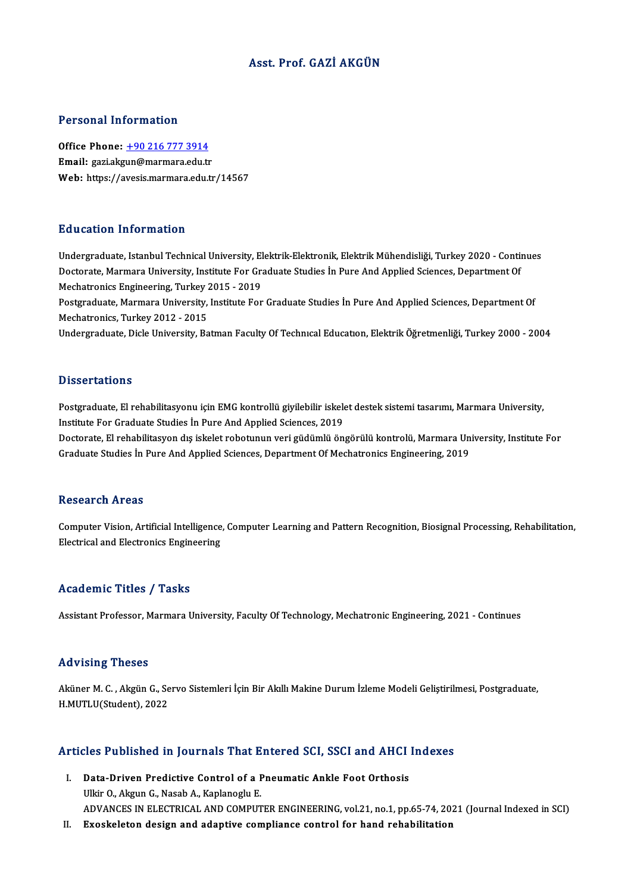# Asst. Prof. GAZİ AKGÜN

## Personal Information

**Office Phone:** +90 216 777 3914
**Email:** gazi.akgun@marmara.edu.tr
**Web:** https://avesis.marmara.edu.tr/14567

## Education Information

Undergraduate, Istanbul Technical University, Elektrik-Elektronik, Elektrik Mühendisliği, Turkey 2020 - Continues
Doctorate, Marmara University, Institute For Graduate Studies İn Pure And Applied Sciences, Department Of Mechatronics Engineering, Turkey 2015 - 2019
Postgraduate, Marmara University, Institute For Graduate Studies İn Pure And Applied Sciences, Department Of Mechatronics, Turkey 2012 - 2015
Undergraduate, Dicle University, Batman Faculty Of Technıcal Educatıon, Elektrik Öğretmenliği, Turkey 2000 - 2004

## Dissertations

Postgraduate, El rehabilitasyonu için EMG kontrollü giyilebilir iskelet destek sistemi tasarımı, Marmara University, Institute For Graduate Studies İn Pure And Applied Sciences, 2019
Doctorate, El rehabilitasyon dış iskelet robotunun veri güdümlü öngörülü kontrolü, Marmara University, Institute For Graduate Studies İn Pure And Applied Sciences, Department Of Mechatronics Engineering, 2019

## Research Areas

Computer Vision, Artificial Intelligence, Computer Learning and Pattern Recognition, Biosignal Processing, Rehabilitation, Electrical and Electronics Engineering

## Academic Titles / Tasks

Assistant Professor, Marmara University, Faculty Of Technology, Mechatronic Engineering, 2021 - Continues

## Advising Theses

Aküner M. C. , Akgün G., Servo Sistemleri İçin Bir Akıllı Makine Durum İzleme Modeli Geliştirilmesi, Postgraduate, H.MUTLU(Student), 2022

## Articles Published in Journals That Entered SCI, SSCI and AHCI Indexes

I. **Data-Driven Predictive Control of a Pneumatic Ankle Foot Orthosis**
   Ulkir O., Akgun G., Nasab A., Kaplanoglu E.
   ADVANCES IN ELECTRICAL AND COMPUTER ENGINEERING, vol.21, no.1, pp.65-74, 2021 (Journal Indexed in SCI)
II. **Exoskeleton design and adaptive compliance control for hand rehabilitation**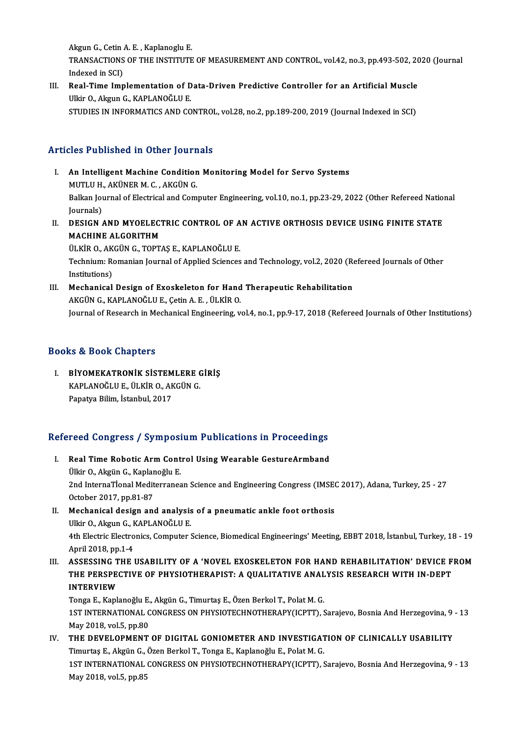Akgun G., Cetin A. E. , Kaplanoglu E.
TRANSACTIONS OF THE INSTITUTE OF MEASUREMENT AND CONTROL, vol.42, no.3, pp.493-502, 2020 (Journal Indexed in SCI)

III. **Real-Time Implementation of Data-Driven Predictive Controller for an Artificial Muscle**
Ulkir O., Akgun G., KAPLANOĞLU E.
STUDIES IN INFORMATICS AND CONTROL, vol.28, no.2, pp.189-200, 2019 (Journal Indexed in SCI)

## Articles Published in Other Journals

I. **An Intelligent Machine Condition Monitoring Model for Servo Systems**
MUTLU H., AKÜNER M. C. , AKGÜN G.
Balkan Journal of Electrical and Computer Engineering, vol.10, no.1, pp.23-29, 2022 (Other Refereed National Journals)

II. **DESIGN AND MYOELECTRIC CONTROL OF AN ACTIVE ORTHOSIS DEVICE USING FINITE STATE MACHINE ALGORITHM**
ÜLKİR O., AKGÜN G., TOPTAŞ E., KAPLANOĞLU E.
Technium: Romanian Journal of Applied Sciences and Technology, vol.2, 2020 (Refereed Journals of Other Institutions)

III. **Mechanical Design of Exoskeleton for Hand Therapeutic Rehabilitation**
AKGÜN G., KAPLANOĞLU E., Çetin A. E. , ÜLKİR O.
Journal of Research in Mechanical Engineering, vol.4, no.1, pp.9-17, 2018 (Refereed Journals of Other Institutions)

## Books & Book Chapters

I. **BİYOMEKATRONİK SİSTEMLERE GİRİŞ**
KAPLANOĞLU E., ÜLKİR O., AKGÜN G.
Papatya Bilim, İstanbul, 2017

## Refereed Congress / Symposium Publications in Proceedings

I. **Real Time Robotic Arm Control Using Wearable GestureArmband**
Ülkir O., Akgün G., Kaplanoğlu E.
2nd InternaTİonal Mediterranean Science and Engineering Congress (IMSEC 2017), Adana, Turkey, 25 - 27 October 2017, pp.81-87

II. **Mechanical design and analysis of a pneumatic ankle foot orthosis**
Ulkir O., Akgun G., KAPLANOĞLU E.
4th Electric Electronics, Computer Science, Biomedical Engineerings' Meeting, EBBT 2018, İstanbul, Turkey, 18 - 19 April 2018, pp.1-4

III. **ASSESSING THE USABILITY OF A 'NOVEL EXOSKELETON FOR HAND REHABILITATION' DEVICE FROM THE PERSPECTIVE OF PHYSIOTHERAPIST: A QUALITATIVE ANALYSIS RESEARCH WITH IN-DEPT INTERVIEW**
Tonga E., Kaplanoğlu E., Akgün G., Timurtaş E., Özen Berkol T., Polat M. G.
1ST INTERNATIONAL CONGRESS ON PHYSIOTECHNOTHERAPY(ICPTT), Sarajevo, Bosnia And Herzegovina, 9 - 13 May 2018, vol.5, pp.80

IV. **THE DEVELOPMENT OF DIGITAL GONIOMETER AND INVESTIGATION OF CLINICALLY USABILITY**
Timurtaş E., Akgün G., Özen Berkol T., Tonga E., Kaplanoğlu E., Polat M. G.
1ST INTERNATIONAL CONGRESS ON PHYSIOTECHNOTHERAPY(ICPTT), Sarajevo, Bosnia And Herzegovina, 9 - 13 May 2018, vol.5, pp.85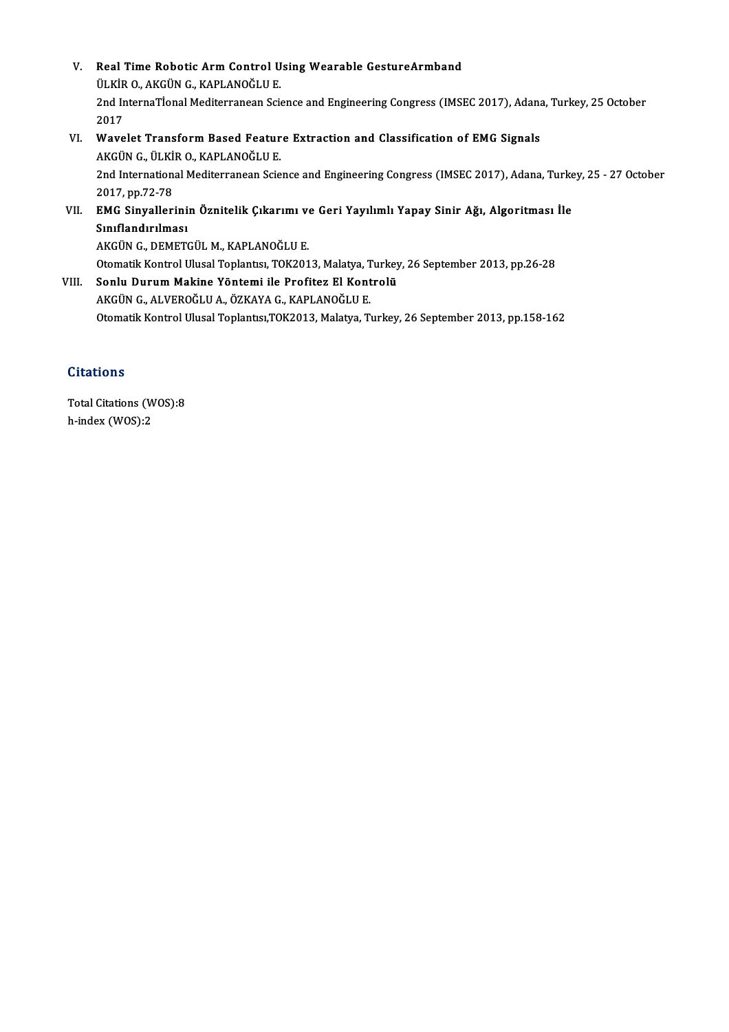V. **Real Time Robotic Arm Control Using Wearable GestureArmband**
ÜLKİR O., AKGÜN G., KAPLANOĞLU E.
2nd InternaTİonal Mediterranean Science and Engineering Congress (IMSEC 2017), Adana, Turkey, 25 October 2017

VI. **Wavelet Transform Based Feature Extraction and Classification of EMG Signals**
AKGÜN G., ÜLKİR O., KAPLANOĞLU E.
2nd International Mediterranean Science and Engineering Congress (IMSEC 2017), Adana, Turkey, 25 - 27 October 2017, pp.72-78

VII. **EMG Sinyallerinin Öznitelik Çıkarımı ve Geri Yayılımlı Yapay Sinir Ağı, Algoritması İle Sınıflandırılması**
AKGÜN G., DEMETGÜL M., KAPLANOĞLU E.
Otomatik Kontrol Ulusal Toplantısı, TOK2013, Malatya, Turkey, 26 September 2013, pp.26-28

VIII. **Sonlu Durum Makine Yöntemi ile Profitez El Kontrolü**
AKGÜN G., ALVEROĞLU A., ÖZKAYA G., KAPLANOĞLU E.
Otomatik Kontrol Ulusal Toplantısı,TOK2013, Malatya, Turkey, 26 September 2013, pp.158-162

## Citations

Total Citations (WOS):8
h-index (WOS):2